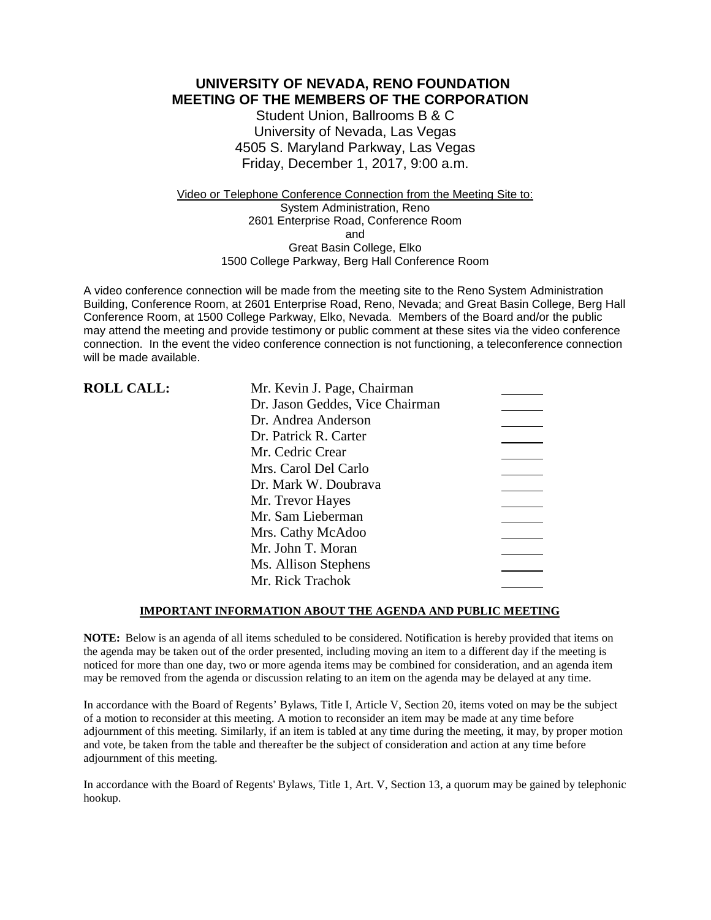# UNIVERSITY OF NEVADA, RENO FOUNDATION
# MEETING OF THE MEMBERS OF THE CORPORATION

Student Union, Ballrooms B & C
University of Nevada, Las Vegas
4505 S. Maryland Parkway, Las Vegas
Friday, December 1, 2017, 9:00 a.m.

Video or Telephone Conference Connection from the Meeting Site to:
System Administration, Reno
2601 Enterprise Road, Conference Room
and
Great Basin College, Elko
1500 College Parkway, Berg Hall Conference Room

A video conference connection will be made from the meeting site to the Reno System Administration Building, Conference Room, at 2601 Enterprise Road, Reno, Nevada; and Great Basin College, Berg Hall Conference Room, at 1500 College Parkway, Elko, Nevada. Members of the Board and/or the public may attend the meeting and provide testimony or public comment at these sites via the video conference connection. In the event the video conference connection is not functioning, a teleconference connection will be made available.

**ROLL CALL:**

| | |
|---|---|
| Mr. Kevin J. Page, Chairman | ______ |
| Dr. Jason Geddes, Vice Chairman | ______ |
| Dr. Andrea Anderson | ______ |
| Dr. Patrick R. Carter | ______ |
| Mr. Cedric Crear | ______ |
| Mrs. Carol Del Carlo | ______ |
| Dr. Mark W. Doubrava | ______ |
| Mr. Trevor Hayes | ______ |
| Mr. Sam Lieberman | ______ |
| Mrs. Cathy McAdoo | ______ |
| Mr. John T. Moran | ______ |
| Ms. Allison Stephens | ______ |
| Mr. Rick Trachok | ______ |

**IMPORTANT INFORMATION ABOUT THE AGENDA AND PUBLIC MEETING**

**NOTE:** Below is an agenda of all items scheduled to be considered. Notification is hereby provided that items on the agenda may be taken out of the order presented, including moving an item to a different day if the meeting is noticed for more than one day, two or more agenda items may be combined for consideration, and an agenda item may be removed from the agenda or discussion relating to an item on the agenda may be delayed at any time.

In accordance with the Board of Regents' Bylaws, Title I, Article V, Section 20, items voted on may be the subject of a motion to reconsider at this meeting. A motion to reconsider an item may be made at any time before adjournment of this meeting. Similarly, if an item is tabled at any time during the meeting, it may, by proper motion and vote, be taken from the table and thereafter be the subject of consideration and action at any time before adjournment of this meeting.

In accordance with the Board of Regents' Bylaws, Title 1, Art. V, Section 13, a quorum may be gained by telephonic hookup.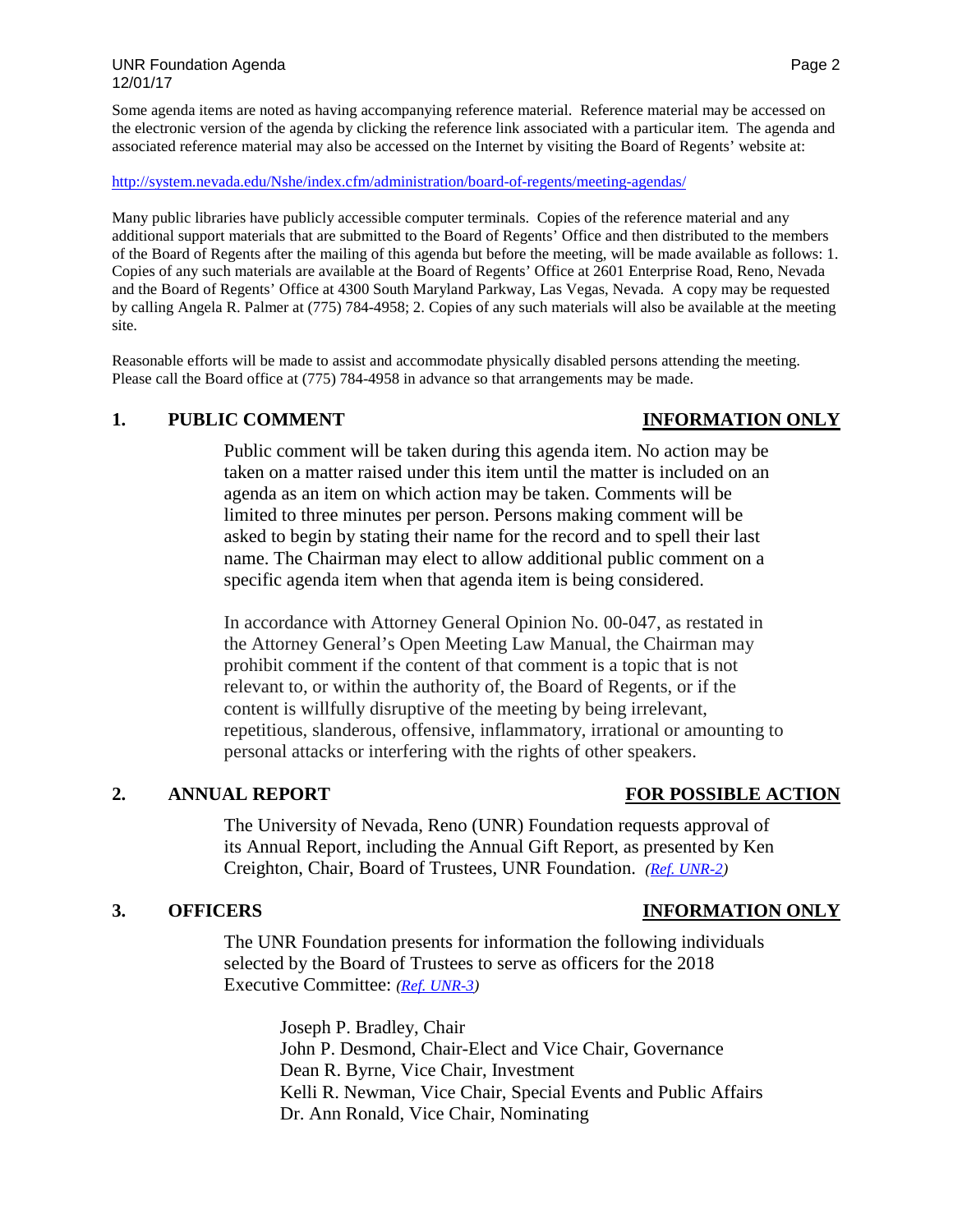Some agenda items are noted as having accompanying reference material. Reference material may be accessed on the electronic version of the agenda by clicking the reference link associated with a particular item. The agenda and associated reference material may also be accessed on the Internet by visiting the Board of Regents' website at:

http://system.nevada.edu/Nshe/index.cfm/administration/board-of-regents/meeting-agendas/

Many public libraries have publicly accessible computer terminals. Copies of the reference material and any additional support materials that are submitted to the Board of Regents' Office and then distributed to the members of the Board of Regents after the mailing of this agenda but before the meeting, will be made available as follows: 1. Copies of any such materials are available at the Board of Regents' Office at 2601 Enterprise Road, Reno, Nevada and the Board of Regents' Office at 4300 South Maryland Parkway, Las Vegas, Nevada. A copy may be requested by calling Angela R. Palmer at (775) 784-4958; 2. Copies of any such materials will also be available at the meeting site.

Reasonable efforts will be made to assist and accommodate physically disabled persons attending the meeting. Please call the Board office at (775) 784-4958 in advance so that arrangements may be made.

## 1. PUBLIC COMMENT — INFORMATION ONLY

Public comment will be taken during this agenda item. No action may be taken on a matter raised under this item until the matter is included on an agenda as an item on which action may be taken. Comments will be limited to three minutes per person. Persons making comment will be asked to begin by stating their name for the record and to spell their last name. The Chairman may elect to allow additional public comment on a specific agenda item when that agenda item is being considered.

In accordance with Attorney General Opinion No. 00-047, as restated in the Attorney General's Open Meeting Law Manual, the Chairman may prohibit comment if the content of that comment is a topic that is not relevant to, or within the authority of, the Board of Regents, or if the content is willfully disruptive of the meeting by being irrelevant, repetitious, slanderous, offensive, inflammatory, irrational or amounting to personal attacks or interfering with the rights of other speakers.

## 2. ANNUAL REPORT — FOR POSSIBLE ACTION

The University of Nevada, Reno (UNR) Foundation requests approval of its Annual Report, including the Annual Gift Report, as presented by Ken Creighton, Chair, Board of Trustees, UNR Foundation. *(Ref. UNR-2)*

## 3. OFFICERS — INFORMATION ONLY

The UNR Foundation presents for information the following individuals selected by the Board of Trustees to serve as officers for the 2018 Executive Committee: *(Ref. UNR-3)*

Joseph P. Bradley, Chair  
John P. Desmond, Chair-Elect and Vice Chair, Governance  
Dean R. Byrne, Vice Chair, Investment  
Kelli R. Newman, Vice Chair, Special Events and Public Affairs  
Dr. Ann Ronald, Vice Chair, Nominating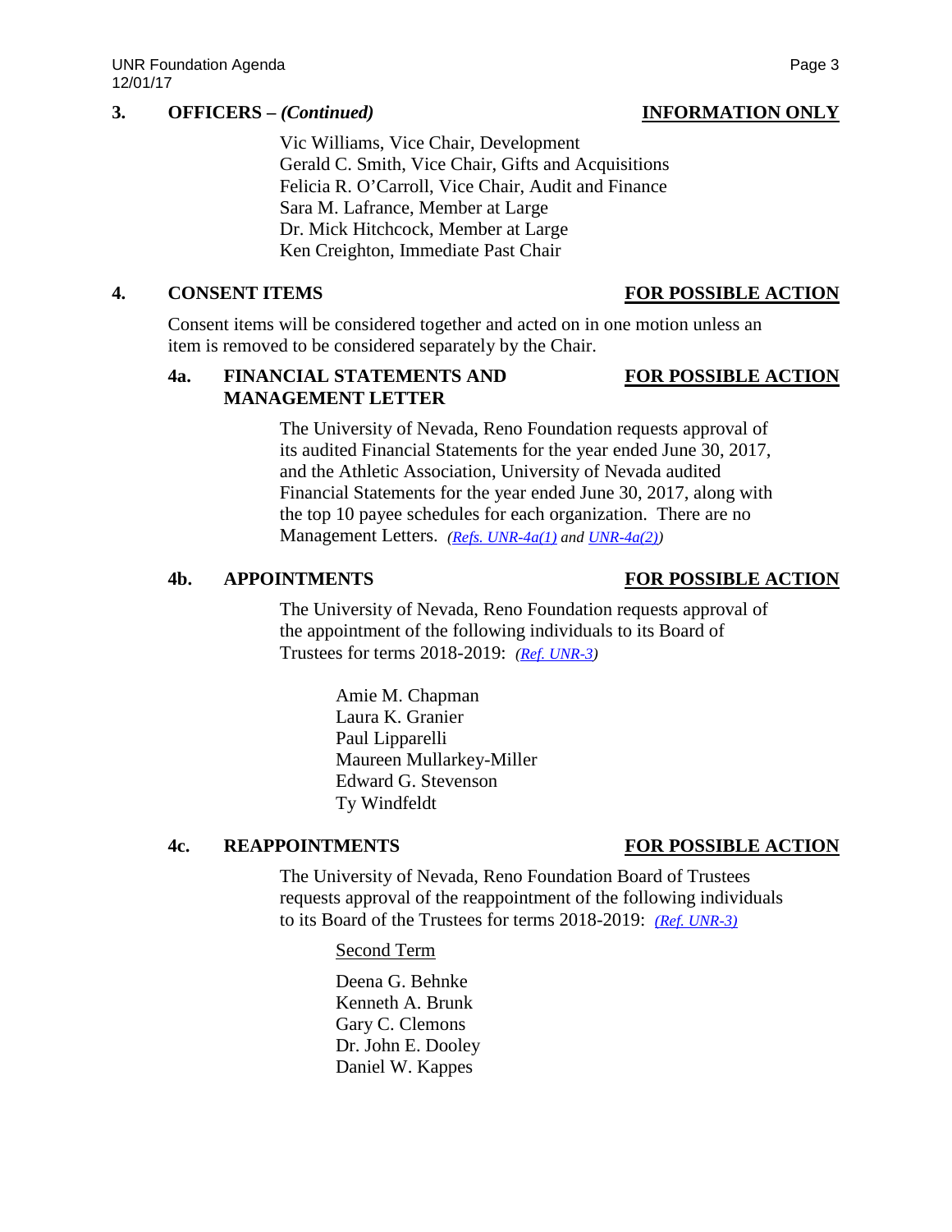## 3. OFFICERS – *(Continued)* — INFORMATION ONLY

Vic Williams, Vice Chair, Development
Gerald C. Smith, Vice Chair, Gifts and Acquisitions
Felicia R. O'Carroll, Vice Chair, Audit and Finance
Sara M. Lafrance, Member at Large
Dr. Mick Hitchcock, Member at Large
Ken Creighton, Immediate Past Chair

## 4. CONSENT ITEMS — FOR POSSIBLE ACTION

Consent items will be considered together and acted on in one motion unless an item is removed to be considered separately by the Chair.

### 4a. FINANCIAL STATEMENTS AND MANAGEMENT LETTER — FOR POSSIBLE ACTION

The University of Nevada, Reno Foundation requests approval of its audited Financial Statements for the year ended June 30, 2017, and the Athletic Association, University of Nevada audited Financial Statements for the year ended June 30, 2017, along with the top 10 payee schedules for each organization. There are no Management Letters. *(Refs. UNR-4a(1) and UNR-4a(2))*

### 4b. APPOINTMENTS — FOR POSSIBLE ACTION

The University of Nevada, Reno Foundation requests approval of the appointment of the following individuals to its Board of Trustees for terms 2018-2019: *(Ref. UNR-3)*

Amie M. Chapman
Laura K. Granier
Paul Lipparelli
Maureen Mullarkey-Miller
Edward G. Stevenson
Ty Windfeldt

### 4c. REAPPOINTMENTS — FOR POSSIBLE ACTION

The University of Nevada, Reno Foundation Board of Trustees requests approval of the reappointment of the following individuals to its Board of the Trustees for terms 2018-2019: *(Ref. UNR-3)*

Second Term

Deena G. Behnke
Kenneth A. Brunk
Gary C. Clemons
Dr. John E. Dooley
Daniel W. Kappes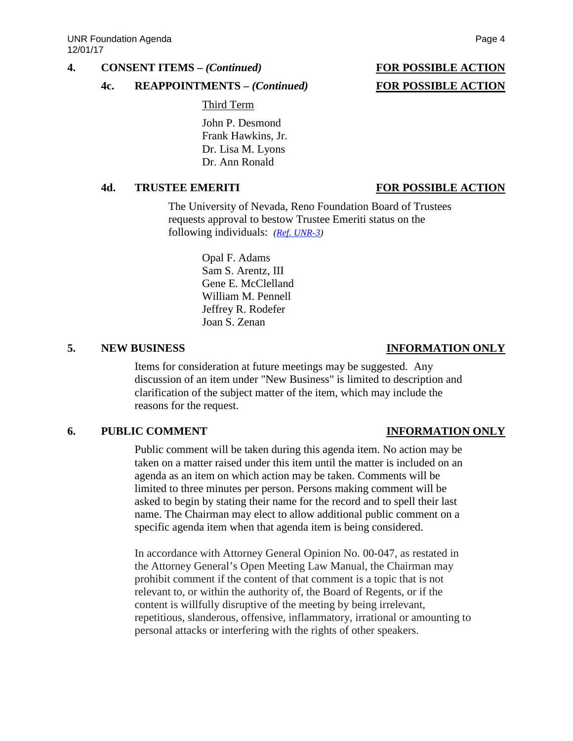## 4. CONSENT ITEMS – *(Continued)* **FOR POSSIBLE ACTION**

### 4c. REAPPOINTMENTS – *(Continued)* **FOR POSSIBLE ACTION**

Third Term

John P. Desmond
Frank Hawkins, Jr.
Dr. Lisa M. Lyons
Dr. Ann Ronald

### 4d. TRUSTEE EMERITI **FOR POSSIBLE ACTION**

The University of Nevada, Reno Foundation Board of Trustees requests approval to bestow Trustee Emeriti status on the following individuals: *(Ref. UNR-3)*

Opal F. Adams
Sam S. Arentz, III
Gene E. McClelland
William M. Pennell
Jeffrey R. Rodefer
Joan S. Zenan

## 5. NEW BUSINESS **INFORMATION ONLY**

Items for consideration at future meetings may be suggested. Any discussion of an item under "New Business" is limited to description and clarification of the subject matter of the item, which may include the reasons for the request.

## 6. PUBLIC COMMENT **INFORMATION ONLY**

Public comment will be taken during this agenda item. No action may be taken on a matter raised under this item until the matter is included on an agenda as an item on which action may be taken. Comments will be limited to three minutes per person. Persons making comment will be asked to begin by stating their name for the record and to spell their last name. The Chairman may elect to allow additional public comment on a specific agenda item when that agenda item is being considered.

In accordance with Attorney General Opinion No. 00-047, as restated in the Attorney General's Open Meeting Law Manual, the Chairman may prohibit comment if the content of that comment is a topic that is not relevant to, or within the authority of, the Board of Regents, or if the content is willfully disruptive of the meeting by being irrelevant, repetitious, slanderous, offensive, inflammatory, irrational or amounting to personal attacks or interfering with the rights of other speakers.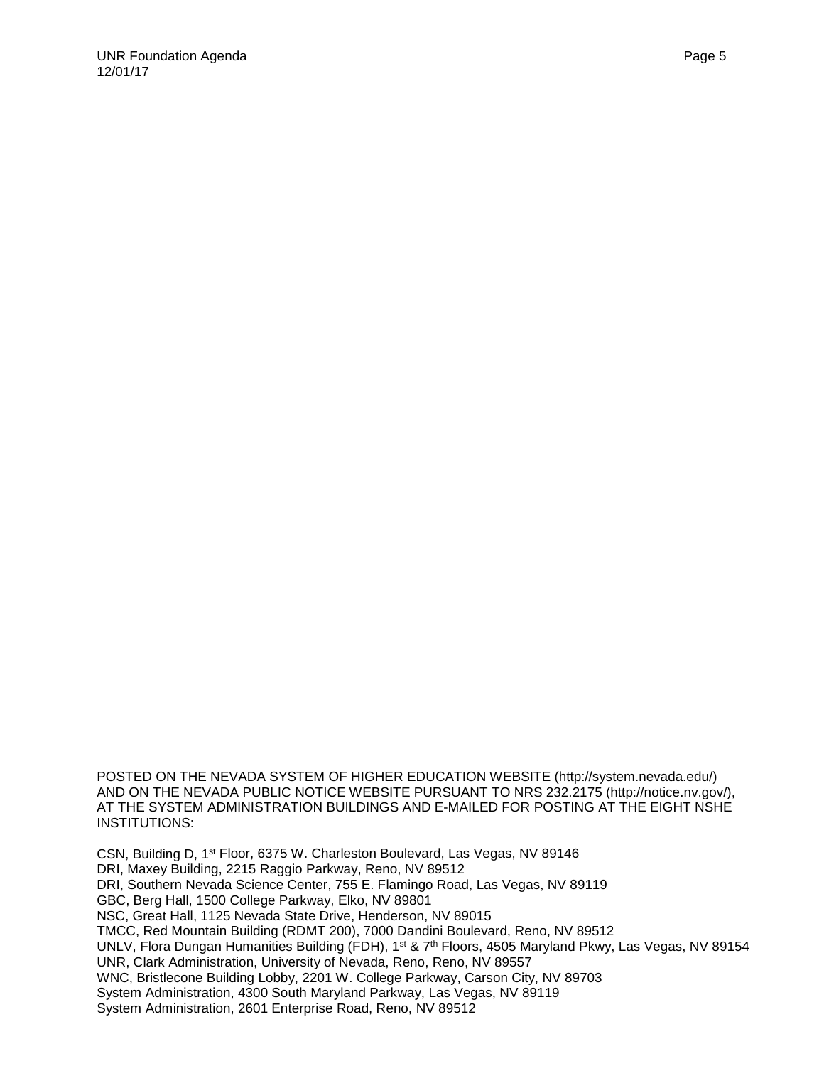POSTED ON THE NEVADA SYSTEM OF HIGHER EDUCATION WEBSITE (http://system.nevada.edu/) AND ON THE NEVADA PUBLIC NOTICE WEBSITE PURSUANT TO NRS 232.2175 (http://notice.nv.gov/), AT THE SYSTEM ADMINISTRATION BUILDINGS AND E-MAILED FOR POSTING AT THE EIGHT NSHE INSTITUTIONS:

CSN, Building D, 1st Floor, 6375 W. Charleston Boulevard, Las Vegas, NV 89146
DRI, Maxey Building, 2215 Raggio Parkway, Reno, NV 89512
DRI, Southern Nevada Science Center, 755 E. Flamingo Road, Las Vegas, NV 89119
GBC, Berg Hall, 1500 College Parkway, Elko, NV 89801
NSC, Great Hall, 1125 Nevada State Drive, Henderson, NV 89015
TMCC, Red Mountain Building (RDMT 200), 7000 Dandini Boulevard, Reno, NV 89512
UNLV, Flora Dungan Humanities Building (FDH), 1st & 7th Floors, 4505 Maryland Pkwy, Las Vegas, NV 89154
UNR, Clark Administration, University of Nevada, Reno, Reno, NV 89557
WNC, Bristlecone Building Lobby, 2201 W. College Parkway, Carson City, NV 89703
System Administration, 4300 South Maryland Parkway, Las Vegas, NV 89119
System Administration, 2601 Enterprise Road, Reno, NV 89512